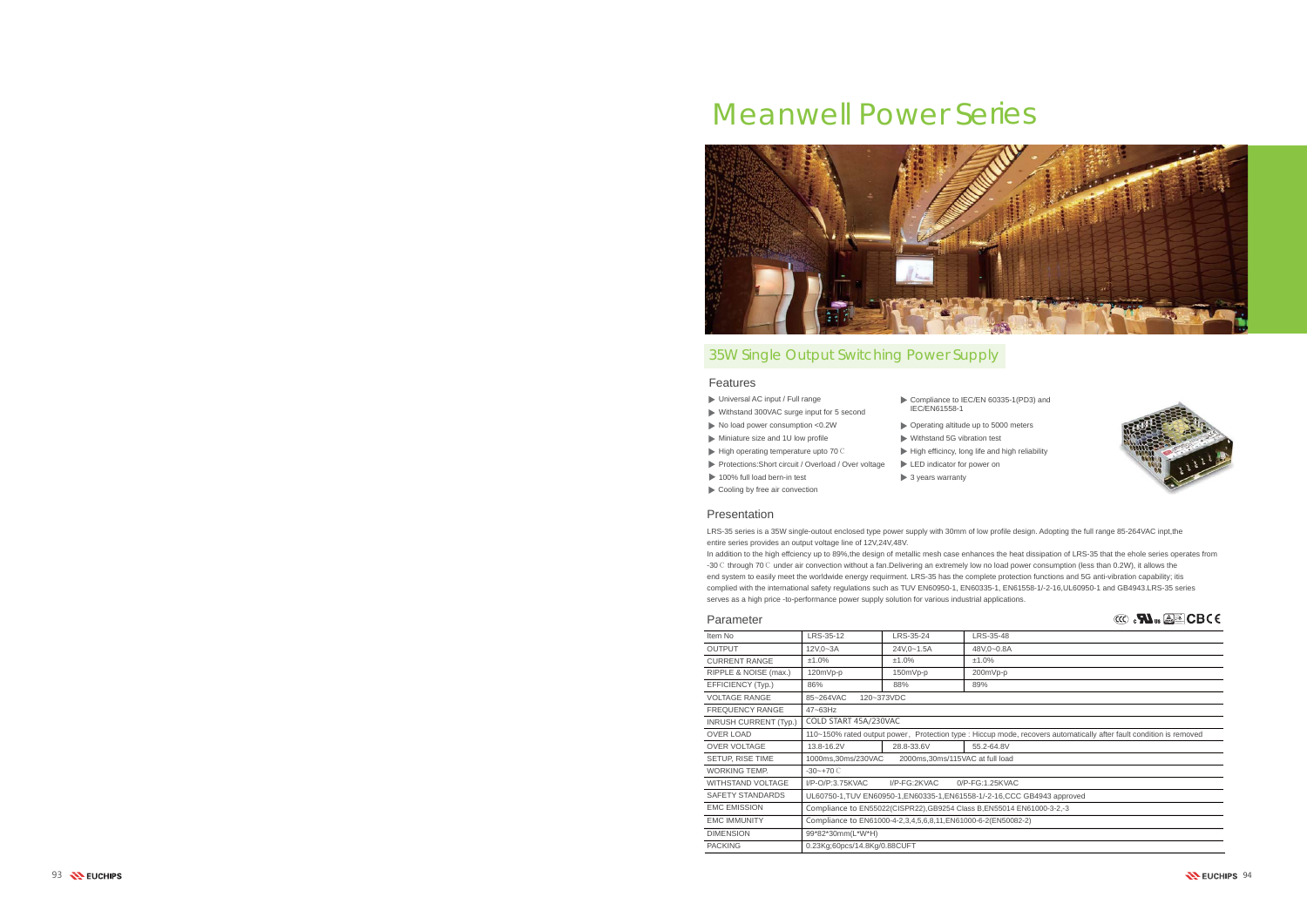# Meanwell Power Series

## 35W Single Output Switching Power Supply

### Features

- Universal AC input / Full range
- Withstand 300VAC surge input for 5 second
- No load power consumption <0.2W
- Miniature size and 1U low profile
- High operating temperature upto 70℃
- Protections:Short circuit / Overload / Over voltage
- 100% full load bern-in test
- Cooling by free air convection
- Compliance to IEC/EN 60335-1(PD3) and IEC/EN61558-1
- Operating altitude up to 5000 meters
- Withstand 5G vibration test
- High efficincy, long life and high reliability
- LED indicator for power on
- 3 years warranty

### Presentation

LRS-35 series is a 35W single-outout enclosed type power supply with 30mm of low profile design. Adopting the full range 85-264VAC inpt,the entire series provides an output voltage line of 12V,24V,48V.

In addition to the high effciency up to 89%,the design of metallic mesh case enhances the heat dissipation of LRS-35 that the ehole series operates from -30℃ through 70℃ under air convection without a fan.Delivering an extremely low no load power consumption (less than 0.2W), it allows the end system to easily meet the worldwide energy requirment. LRS-35 has the complete protection functions and 5G anti-vibration capability; itis complied with the international safety regulations such as TUV EN60950-1, EN60335-1, EN61558-1/-2-16,UL60950-1 and GB4943.LRS-35 series serves as a high price -to-performance power supply solution for various industrial applications.

### Parameter

| Item No | LRS-35-12 | LRS-35-24 | LRS-35-48 |
|---|---|---|---|
| OUTPUT | 12V,0~3A | 24V,0~1.5A | 48V,0~0.8A |
| CURRENT RANGE | ±1.0% | ±1.0% | ±1.0% |
| RIPPLE & NOISE (max.) | 120mVp-p | 150mVp-p | 200mVp-p |
| EFFICIENCY (Typ.) | 86% | 88% | 89% |
| VOLTAGE RANGE | 85~264VAC 120~373VDC | | |
| FREQUENCY RANGE | 47~63Hz | | |
| INRUSH CURRENT (Typ.) | COLD START 45A/230VAC | | |
| OVER LOAD | 110~150% rated output power, Protection type : Hiccup mode, recovers automatically after fault condition is removed | | |
| OVER VOLTAGE | 13.8-16.2V | 28.8-33.6V | 55.2-64.8V |
| SETUP, RISE TIME | 1000ms,30ms/230VAC 2000ms,30ms/115VAC at full load | | |
| WORKING TEMP. | -30~+70℃ | | |
| WITHSTAND VOLTAGE | I/P-O/P:3.75KVAC I/P-FG:2KVAC 0/P-FG:1.25KVAC | | |
| SAFETY STANDARDS | UL60750-1,TUV EN60950-1,EN60335-1,EN61558-1/-2-16,CCC GB4943 approved | | |
| EMC EMISSION | Compliance to EN55022(CISPR22),GB9254 Class B,EN55014 EN61000-3-2,-3 | | |
| EMC IMMUNITY | Compliance to EN61000-4-2,3,4,5,6,8,11,EN61000-6-2(EN50082-2) | | |
| DIMENSION | 99*82*30mm(L*W*H) | | |
| PACKING | 0.23Kg;60pcs/14.8Kg/0.88CUFT | | |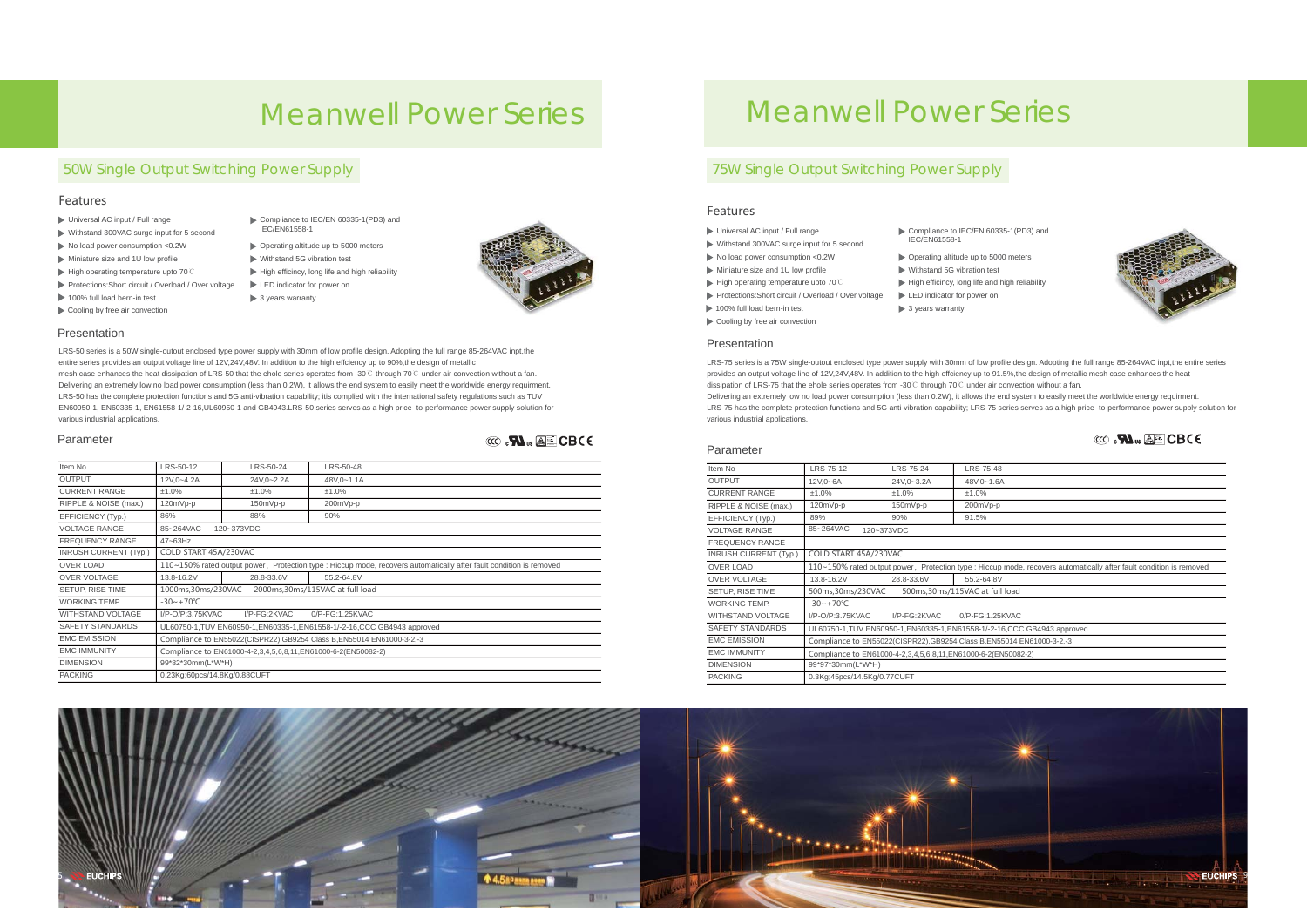# Meanwell Power Series

## 50W Single Output Switching Power Supply

### Features

- Universal AC input / Full range
- Withstand 300VAC surge input for 5 second
- No load power consumption <0.2W
- Miniature size and 1U low profile
- High operating temperature upto 70℃
- Protections:Short circuit / Overload / Over voltage
- 100% full load bern-in test
- Cooling by free air convection
- Compliance to IEC/EN 60335-1(PD3) and IEC/EN61558-1
- Operating altitude up to 5000 meters
- Withstand 5G vibration test
- High efficincy, long life and high reliability
- LED indicator for power on
- 3 years warranty

### Presentation

LRS-50 series is a 50W single-outout enclosed type power supply with 30mm of low profile design. Adopting the full range 85-264VAC inpt,the entire series provides an output voltage line of 12V,24V,48V. In addition to the high effciency up to 90%,the design of metallic mesh case enhances the heat dissipation of LRS-50 that the ehole series operates from -30℃ through 70℃ under air convection without a fan. Delivering an extremely low no load power consumption (less than 0.2W), it allows the end system to easily meet the worldwide energy requirment. LRS-50 has the complete protection functions and 5G anti-vibration capability; itis complied with the international safety regulations such as TUV EN60950-1, EN60335-1, EN61558-1/-2-16,UL60950-1 and GB4943.LRS-50 series serves as a high price -to-performance power supply solution for various industrial applications.

### Parameter

| Item No | LRS-50-12 | LRS-50-24 | LRS-50-48 |
|---|---|---|---|
| OUTPUT | 12V,0~4.2A | 24V,0~2.2A | 48V,0~1.1A |
| CURRENT RANGE | ±1.0% | ±1.0% | ±1.0% |
| RIPPLE & NOISE (max.) | 120mVp-p | 150mVp-p | 200mVp-p |
| EFFICIENCY (Typ.) | 86% | 88% | 90% |
| VOLTAGE RANGE | 85~264VAC 120~373VDC | | |
| FREQUENCY RANGE | 47~63Hz | | |
| INRUSH CURRENT (Typ.) | COLD START 45A/230VAC | | |
| OVER LOAD | 110~150% rated output power, Protection type : Hiccup mode, recovers automatically after fault condition is removed | | |
| OVER VOLTAGE | 13.8-16.2V | 28.8-33.6V | 55.2-64.8V |
| SETUP, RISE TIME | 1000ms,30ms/230VAC 2000ms,30ms/115VAC at full load | | |
| WORKING TEMP. | -30~+70℃ | | |
| WITHSTAND VOLTAGE | I/P-O/P:3.75KVAC I/P-FG:2KVAC 0/P-FG:1.25KVAC | | |
| SAFETY STANDARDS | UL60750-1,TUV EN60950-1,EN60335-1,EN61558-1/-2-16,CCC GB4943 approved | | |
| EMC EMISSION | Compliance to EN55022(CISPR22),GB9254 Class B,EN55014 EN61000-3-2,-3 | | |
| EMC IMMUNITY | Compliance to EN61000-4-2,3,4,5,6,8,11,EN61000-6-2(EN50082-2) | | |
| DIMENSION | 99*82*30mm(L*W*H) | | |
| PACKING | 0.23Kg;60pcs/14.8Kg/0.88CUFT | | |

# Meanwell Power Series

## 75W Single Output Switching Power Supply

### Features

- Universal AC input / Full range
- Withstand 300VAC surge input for 5 second
- No load power consumption <0.2W
- Miniature size and 1U low profile
- High operating temperature upto 70℃
- Protections:Short circuit / Overload / Over voltage
- 100% full load bern-in test
- Cooling by free air convection
- Compliance to IEC/EN 60335-1(PD3) and IEC/EN61558-1
- Operating altitude up to 5000 meters
- Withstand 5G vibration test
- High efficincy, long life and high reliability
- LED indicator for power on
- 3 years warranty

### Presentation

LRS-75 series is a 75W single-outout enclosed type power supply with 30mm of low profile design. Adopting the full range 85-264VAC inpt,the entire series provides an output voltage line of 12V,24V,48V. In addition to the high effciency up to 91.5%,the design of metallic mesh case enhances the heat dissipation of LRS-75 that the ehole series operates from -30℃ through 70℃ under air convection without a fan. Delivering an extremely low no load power consumption (less than 0.2W), it allows the end system to easily meet the worldwide energy requirment. LRS-75 has the complete protection functions and 5G anti-vibration capability; LRS-75 series serves as a high price -to-performance power supply solution for various industrial applications.

### Parameter

| Item No | LRS-75-12 | LRS-75-24 | LRS-75-48 |
|---|---|---|---|
| OUTPUT | 12V,0~6A | 24V,0~3.2A | 48V,0~1.6A |
| CURRENT RANGE | ±1.0% | ±1.0% | ±1.0% |
| RIPPLE & NOISE (max.) | 120mVp-p | 150mVp-p | 200mVp-p |
| EFFICIENCY (Typ.) | 89% | 90% | 91.5% |
| VOLTAGE RANGE | 85~264VAC 120~373VDC | | |
| FREQUENCY RANGE | | | |
| INRUSH CURRENT (Typ.) | COLD START 45A/230VAC | | |
| OVER LOAD | 110~150% rated output power, Protection type : Hiccup mode, recovers automatically after fault condition is removed | | |
| OVER VOLTAGE | 13.8-16.2V | 28.8-33.6V | 55.2-64.8V |
| SETUP, RISE TIME | 500ms,30ms/230VAC 500ms,30ms/115VAC at full load | | |
| WORKING TEMP. | -30~+70℃ | | |
| WITHSTAND VOLTAGE | I/P-O/P:3.75KVAC I/P-FG:2KVAC 0/P-FG:1.25KVAC | | |
| SAFETY STANDARDS | UL60750-1,TUV EN60950-1,EN60335-1,EN61558-1/-2-16,CCC GB4943 approved | | |
| EMC EMISSION | Compliance to EN55022(CISPR22),GB9254 Class B,EN55014 EN61000-3-2,-3 | | |
| EMC IMMUNITY | Compliance to EN61000-4-2,3,4,5,6,8,11,EN61000-6-2(EN50082-2) | | |
| DIMENSION | 99*97*30mm(L*W*H) | | |
| PACKING | 0.3Kg;45pcs/14.5Kg/0.77CUFT | | |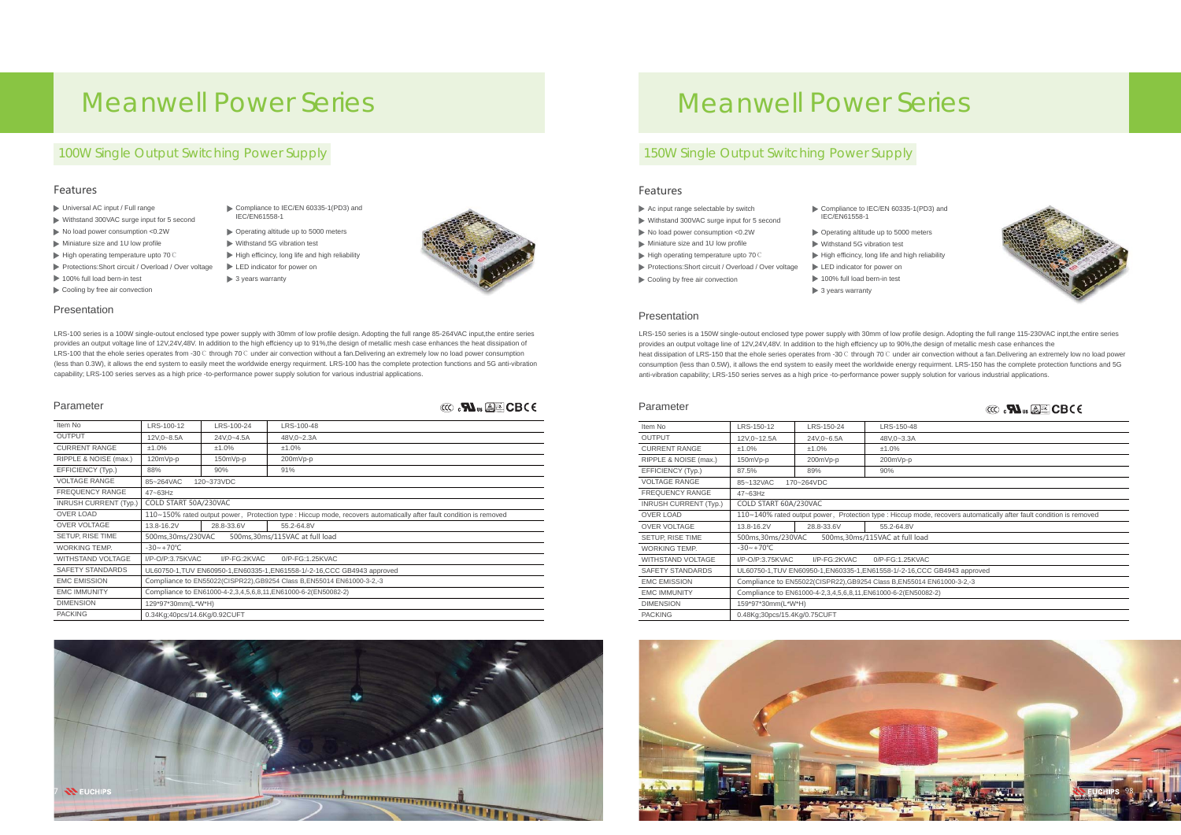# Meanwell Power Series

## 100W Single Output Switching Power Supply

### Features

- Universal AC input / Full range
- Withstand 300VAC surge input for 5 second
- No load power consumption <0.2W
- Miniature size and 1U low profile
- High operating temperature upto 70℃
- Protections:Short circuit / Overload / Over voltage
- 100% full load bern-in test
- Cooling by free air convection
- Compliance to IEC/EN 60335-1(PD3) and IEC/EN61558-1
- Operating altitude up to 5000 meters
- Withstand 5G vibration test
- High efficincy, long life and high reliability
- LED indicator for power on
- 3 years warranty

### Presentation

LRS-100 series is a 100W single-outout enclosed type power supply with 30mm of low profile design. Adopting the full range 85-264VAC input,the entire series provides an output voltage line of 12V,24V,48V. In addition to the high effciency up to 91%,the design of metallic mesh case enhances the heat dissipation of LRS-100 that the ehole series operates from -30℃ through 70℃ under air convection without a fan.Delivering an extremely low no load power consumption (less than 0.3W), it allows the end system to easily meet the worldwide energy requirment. LRS-100 has the complete protection functions and 5G anti-vibration capability; LRS-100 series serves as a high price -to-performance power supply solution for various industrial applications.

### Parameter

| Item No | LRS-100-12 | LRS-100-24 | LRS-100-48 |
|---|---|---|---|
| OUTPUT | 12V,0~8.5A | 24V,0~4.5A | 48V,0~2.3A |
| CURRENT RANGE | ±1.0% | ±1.0% | ±1.0% |
| RIPPLE & NOISE (max.) | 120mVp-p | 150mVp-p | 200mVp-p |
| EFFICIENCY (Typ.) | 88% | 90% | 91% |
| VOLTAGE RANGE | 85~264VAC 120~373VDC | | |
| FREQUENCY RANGE | 47~63Hz | | |
| INRUSH CURRENT (Typ.) | COLD START 50A/230VAC | | |
| OVER LOAD | 110~150% rated output power，Protection type : Hiccup mode, recovers automatically after fault condition is removed | | |
| OVER VOLTAGE | 13.8-16.2V | 28.8-33.6V | 55.2-64.8V |
| SETUP, RISE TIME | 500ms,30ms/230VAC 500ms,30ms/115VAC at full load | | |
| WORKING TEMP. | -30~+70℃ | | |
| WITHSTAND VOLTAGE | I/P-O/P:3.75KVAC I/P-FG:2KVAC 0/P-FG:1.25KVAC | | |
| SAFETY STANDARDS | UL60750-1,TUV EN60950-1,EN60335-1,EN61558-1/-2-16,CCC GB4943 approved | | |
| EMC EMISSION | Compliance to EN55022(CISPR22),GB9254 Class B,EN55014 EN61000-3-2,-3 | | |
| EMC IMMUNITY | Compliance to EN61000-4-2,3,4,5,6,8,11,EN61000-6-2(EN50082-2) | | |
| DIMENSION | 129*97*30mm(L*W*H) | | |
| PACKING | 0.34Kg;40pcs/14.6Kg/0.92CUFT | | |

# Meanwell Power Series

## 150W Single Output Switching Power Supply

### Features

- Ac input range selectable by switch
- Withstand 300VAC surge input for 5 second
- No load power consumption <0.2W
- Miniature size and 1U low profile
- High operating temperature upto 70℃
- Protections:Short circuit / Overload / Over voltage
- Cooling by free air convection
- Compliance to IEC/EN 60335-1(PD3) and IEC/EN61558-1
- Operating altitude up to 5000 meters
- Withstand 5G vibration test
- High efficincy, long life and high reliability
- LED indicator for power on
- 100% full load bern-in test
- 3 years warranty

### Presentation

LRS-150 series is a 150W single-outout enclosed type power supply with 30mm of low profile design. Adopting the full range 115-230VAC inpt,the entire series provides an output voltage line of 12V,24V,48V. In addition to the high effciency up to 90%,the design of metallic mesh case enhances the heat dissipation of LRS-150 that the ehole series operates from -30℃ through 70℃ under air convection without a fan.Delivering an extremely low no load power consumption (less than 0.5W), it allows the end system to easily meet the worldwide energy requirment. LRS-150 has the complete protection functions and 5G anti-vibration capability; LRS-150 series serves as a high price -to-performance power supply solution for various industrial applications.

### Parameter

| Item No | LRS-150-12 | LRS-150-24 | LRS-150-48 |
|---|---|---|---|
| OUTPUT | 12V,0~12.5A | 24V,0~6.5A | 48V,0~3.3A |
| CURRENT RANGE | ±1.0% | ±1.0% | ±1.0% |
| RIPPLE & NOISE (max.) | 150mVp-p | 200mVp-p | 200mVp-p |
| EFFICIENCY (Typ.) | 87.5% | 89% | 90% |
| VOLTAGE RANGE | 85~132VAC 170~264VDC | | |
| FREQUENCY RANGE | 47~63Hz | | |
| INRUSH CURRENT (Typ.) | COLD START 60A/230VAC | | |
| OVER LOAD | 110~140% rated output power，Protection type : Hiccup mode, recovers automatically after fault condition is removed | | |
| OVER VOLTAGE | 13.8-16.2V | 28.8-33.6V | 55.2-64.8V |
| SETUP, RISE TIME | 500ms,30ms/230VAC 500ms,30ms/115VAC at full load | | |
| WORKING TEMP. | -30~+70℃ | | |
| WITHSTAND VOLTAGE | I/P-O/P:3.75KVAC I/P-FG:2KVAC 0/P-FG:1.25KVAC | | |
| SAFETY STANDARDS | UL60750-1,TUV EN60950-1,EN60335-1,EN61558-1/-2-16,CCC GB4943 approved | | |
| EMC EMISSION | Compliance to EN55022(CISPR22),GB9254 Class B,EN55014 EN61000-3-2,-3 | | |
| EMC IMMUNITY | Compliance to EN61000-4-2,3,4,5,6,8,11,EN61000-6-2(EN50082-2) | | |
| DIMENSION | 159*97*30mm(L*W*H) | | |
| PACKING | 0.48Kg;30pcs/15.4Kg/0.75CUFT | | |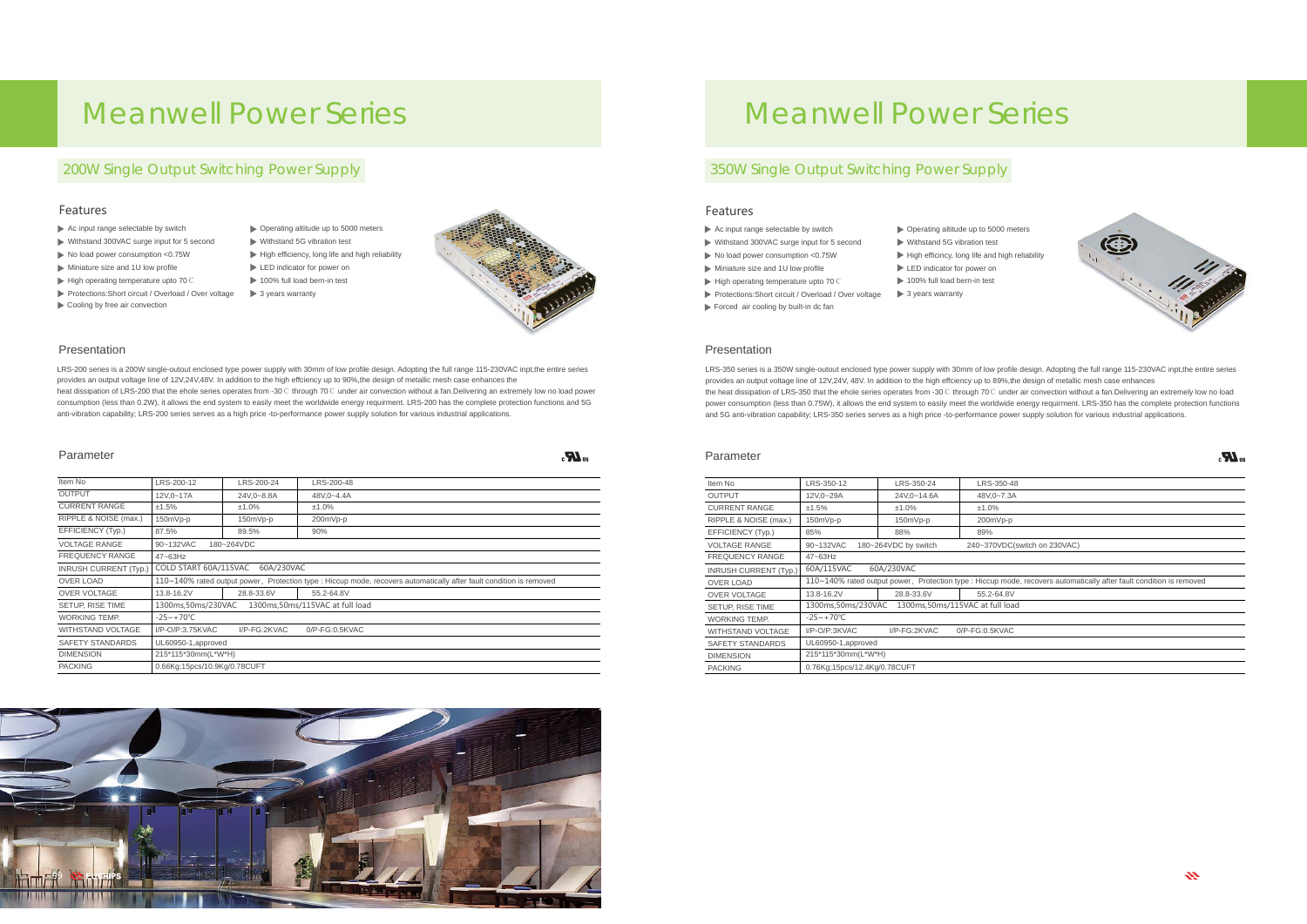# Meanwell Power Series

## 200W Single Output Switching Power Supply

### Features

- Ac input range selectable by switch
- Withstand 300VAC surge input for 5 second
- No load power consumption <0.75W
- Miniature size and 1U low profile
- High operating temperature upto 70℃
- Protections:Short circuit / Overload / Over voltage
- Cooling by free air convection
- Operating altitude up to 5000 meters
- Withstand 5G vibration test
- High efficiency, long life and high reliability
- LED indicator for power on
- 100% full load bern-in test
- 3 years warranty

### Presentation

LRS-200 series is a 200W single-outout enclosed type power supply with 30mm of low profile design. Adopting the full range 115-230VAC inpt,the entire series provides an output voltage line of 12V,24V,48V. In addition to the high effciency up to 90%,the design of metallic mesh case enhances the heat dissipation of LRS-200 that the ehole series operates from -30℃ through 70℃ under air convection without a fan.Delivering an extremely low no load power consumption (less than 0.2W), it allows the end system to easily meet the worldwide energy requirment. LRS-200 has the complete protection functions and 5G anti-vibration capability; LRS-200 series serves as a high price -to-performance power supply solution for various industrial applications.

### Parameter

| Item No | LRS-200-12 | LRS-200-24 | LRS-200-48 |
|---|---|---|---|
| OUTPUT | 12V,0~17A | 24V,0~8.8A | 48V,0~4.4A |
| CURRENT RANGE | ±1.5% | ±1.0% | ±1.0% |
| RIPPLE & NOISE (max.) | 150mVp-p | 150mVp-p | 200mVp-p |
| EFFICIENCY (Typ.) | 87.5% | 89.5% | 90% |
| VOLTAGE RANGE | 90~132VAC 180~264VDC | | |
| FREQUENCY RANGE | 47~63Hz | | |
| INRUSH CURRENT (Typ.) | COLD START 60A/115VAC 60A/230VAC | | |
| OVER LOAD | 110~140% rated output power，Protection type : Hiccup mode, recovers automatically after fault condition is removed | | |
| OVER VOLTAGE | 13.8-16.2V | 28.8-33.6V | 55.2-64.8V |
| SETUP, RISE TIME | 1300ms,50ms/230VAC 1300ms,50ms/115VAC at full load | | |
| WORKING TEMP. | -25~+70℃ | | |
| WITHSTAND VOLTAGE | I/P-O/P:3.75KVAC I/P-FG:2KVAC 0/P-FG:0.5KVAC | | |
| SAFETY STANDARDS | UL60950-1,approved | | |
| DIMENSION | 215*115*30mm(L*W*H) | | |
| PACKING | 0.66Kg;15pcs/10.9Kg/0.78CUFT | | |

# Meanwell Power Series

## 350W Single Output Switching Power Supply

### Features

- Ac input range selectable by switch
- Withstand 300VAC surge input for 5 second
- No load power consumption <0.75W
- Miniature size and 1U low profile
- High operating temperature upto 70℃
- Protections:Short circuit / Overload / Over voltage
- Forced air cooling by built-in dc fan
- Operating altitude up to 5000 meters
- Withstand 5G vibration test
- High efficincy, long life and high reliability
- LED indicator for power on
- 100% full load bern-in test
- 3 years warranty

### Presentation

LRS-350 series is a 350W single-outout enclosed type power supply with 30mm of low profile design. Adopting the full range 115-230VAC inpt,the entire series provides an output voltage line of 12V,24V, 48V. In addition to the high effciency up to 89%,the design of metallic mesh case enhances the heat dissipation of LRS-350 that the ehole series operates from -30℃ through 70℃ under air convection without a fan.Delivering an extremely low no load power consumption (less than 0.75W), it allows the end system to easily meet the worldwide energy requirment. LRS-350 has the complete protection functions and 5G anti-vibration capability; LRS-350 series serves as a high price -to-performance power supply solution for various industrial applications.

### Parameter

| Item No | LRS-350-12 | LRS-350-24 | LRS-350-48 |
|---|---|---|---|
| OUTPUT | 12V,0~29A | 24V,0~14.6A | 48V,0~7.3A |
| CURRENT RANGE | ±1.5% | ±1.0% | ±1.0% |
| RIPPLE & NOISE (max.) | 150mVp-p | 150mVp-p | 200mVp-p |
| EFFICIENCY (Typ.) | 85% | 88% | 89% |
| VOLTAGE RANGE | 90~132VAC 180~264VDC by switch | | 240~370VDC(switch on 230VAC) |
| FREQUENCY RANGE | 47~63Hz | | |
| INRUSH CURRENT (Typ.) | 60A/115VAC 60A/230VAC | | |
| OVER LOAD | 110~140% rated output power，Protection type : Hiccup mode, recovers automatically after fault condition is removed | | |
| OVER VOLTAGE | 13.8-16.2V | 28.8-33.6V | 55.2-64.8V |
| SETUP, RISE TIME | 1300ms,50ms/230VAC 1300ms,50ms/115VAC at full load | | |
| WORKING TEMP. | -25~+70℃ | | |
| WITHSTAND VOLTAGE | I/P-O/P:3KVAC I/P-FG:2KVAC 0/P-FG:0.5KVAC | | |
| SAFETY STANDARDS | UL60950-1,approved | | |
| DIMENSION | 215*115*30mm(L*W*H) | | |
| PACKING | 0.76Kg;15pcs/12.4Kg/0.78CUFT | | |